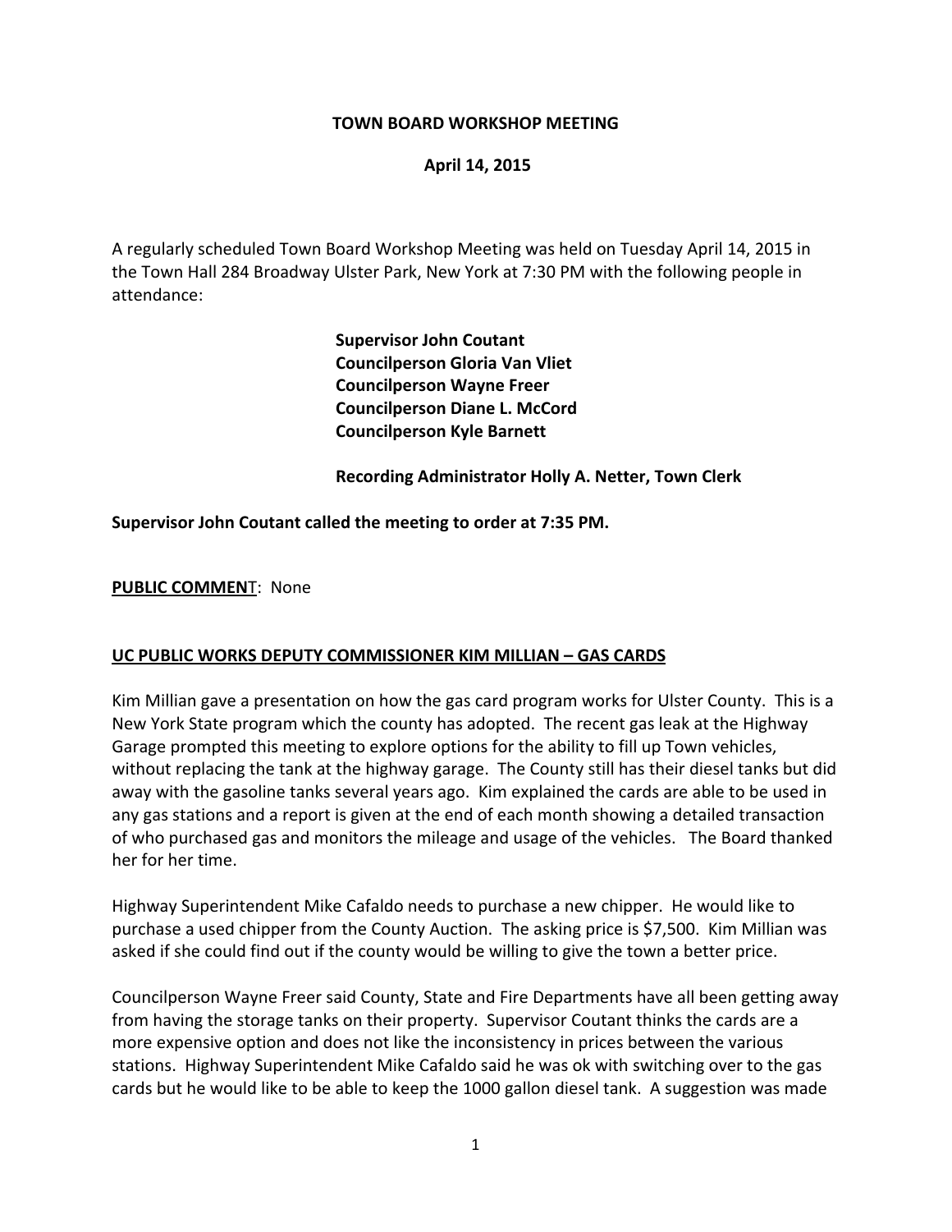**TOWN BOARD WORKSHOP MEETING**

**April 14, 2015**

A regularly scheduled Town Board Workshop Meeting was held on Tuesday April 14, 2015 in the Town Hall 284 Broadway Ulster Park, New York at 7:30 PM with the following people in attendance:

**Supervisor John Coutant**
**Councilperson Gloria Van Vliet**
**Councilperson Wayne Freer**
**Councilperson Diane L. McCord**
**Councilperson Kyle Barnett**

**Recording Administrator Holly A. Netter, Town Clerk**

**Supervisor John Coutant called the meeting to order at 7:35 PM.**

**PUBLIC COMMENT**: None

**UC PUBLIC WORKS DEPUTY COMMISSIONER KIM MILLIAN – GAS CARDS**

Kim Millian gave a presentation on how the gas card program works for Ulster County. This is a New York State program which the county has adopted. The recent gas leak at the Highway Garage prompted this meeting to explore options for the ability to fill up Town vehicles, without replacing the tank at the highway garage. The County still has their diesel tanks but did away with the gasoline tanks several years ago. Kim explained the cards are able to be used in any gas stations and a report is given at the end of each month showing a detailed transaction of who purchased gas and monitors the mileage and usage of the vehicles. The Board thanked her for her time.

Highway Superintendent Mike Cafaldo needs to purchase a new chipper. He would like to purchase a used chipper from the County Auction. The asking price is $7,500. Kim Millian was asked if she could find out if the county would be willing to give the town a better price.

Councilperson Wayne Freer said County, State and Fire Departments have all been getting away from having the storage tanks on their property. Supervisor Coutant thinks the cards are a more expensive option and does not like the inconsistency in prices between the various stations. Highway Superintendent Mike Cafaldo said he was ok with switching over to the gas cards but he would like to be able to keep the 1000 gallon diesel tank. A suggestion was made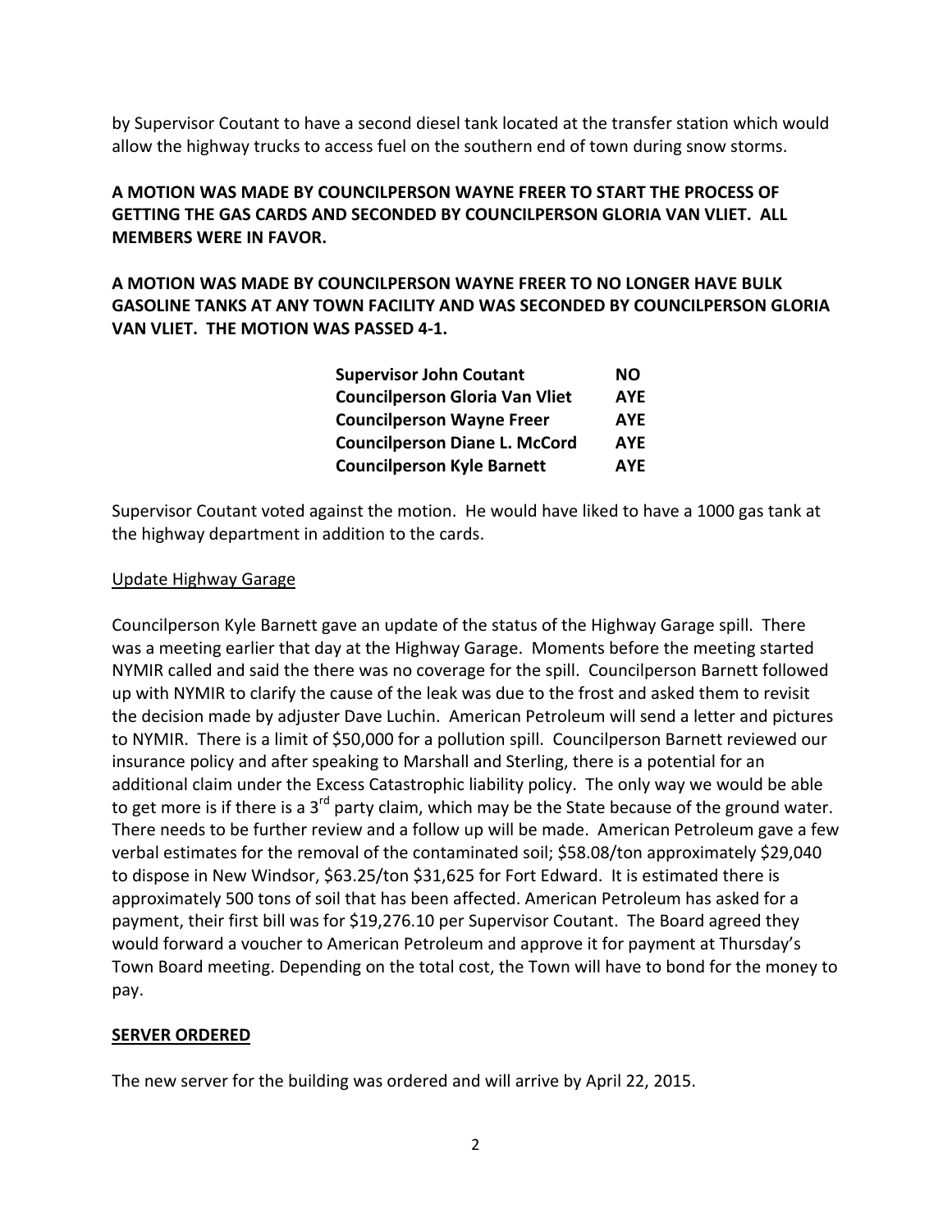by Supervisor Coutant to have a second diesel tank located at the transfer station which would allow the highway trucks to access fuel on the southern end of town during snow storms.

**A MOTION WAS MADE BY COUNCILPERSON WAYNE FREER TO START THE PROCESS OF GETTING THE GAS CARDS AND SECONDED BY COUNCILPERSON GLORIA VAN VLIET. ALL MEMBERS WERE IN FAVOR.**

**A MOTION WAS MADE BY COUNCILPERSON WAYNE FREER TO NO LONGER HAVE BULK GASOLINE TANKS AT ANY TOWN FACILITY AND WAS SECONDED BY COUNCILPERSON GLORIA VAN VLIET. THE MOTION WAS PASSED 4-1.**

| | |
|---|---|
| **Supervisor John Coutant** | **NO** |
| **Councilperson Gloria Van Vliet** | **AYE** |
| **Councilperson Wayne Freer** | **AYE** |
| **Councilperson Diane L. McCord** | **AYE** |
| **Councilperson Kyle Barnett** | **AYE** |

Supervisor Coutant voted against the motion. He would have liked to have a 1000 gas tank at the highway department in addition to the cards.

Update Highway Garage

Councilperson Kyle Barnett gave an update of the status of the Highway Garage spill. There was a meeting earlier that day at the Highway Garage. Moments before the meeting started NYMIR called and said the there was no coverage for the spill. Councilperson Barnett followed up with NYMIR to clarify the cause of the leak was due to the frost and asked them to revisit the decision made by adjuster Dave Luchin. American Petroleum will send a letter and pictures to NYMIR. There is a limit of $50,000 for a pollution spill. Councilperson Barnett reviewed our insurance policy and after speaking to Marshall and Sterling, there is a potential for an additional claim under the Excess Catastrophic liability policy. The only way we would be able to get more is if there is a 3rd party claim, which may be the State because of the ground water. There needs to be further review and a follow up will be made. American Petroleum gave a few verbal estimates for the removal of the contaminated soil; $58.08/ton approximately $29,040 to dispose in New Windsor, $63.25/ton $31,625 for Fort Edward. It is estimated there is approximately 500 tons of soil that has been affected. American Petroleum has asked for a payment, their first bill was for $19,276.10 per Supervisor Coutant. The Board agreed they would forward a voucher to American Petroleum and approve it for payment at Thursday's Town Board meeting. Depending on the total cost, the Town will have to bond for the money to pay.

**SERVER ORDERED**

The new server for the building was ordered and will arrive by April 22, 2015.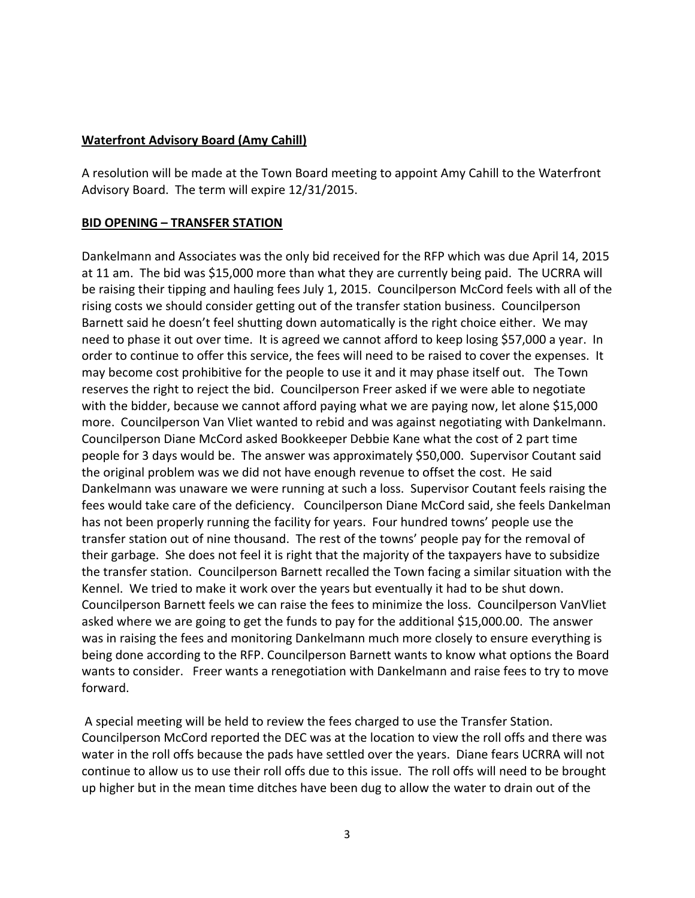**Waterfront Advisory Board (Amy Cahill)**

A resolution will be made at the Town Board meeting to appoint Amy Cahill to the Waterfront Advisory Board. The term will expire 12/31/2015.

**BID OPENING – TRANSFER STATION**

Dankelmann and Associates was the only bid received for the RFP which was due April 14, 2015 at 11 am. The bid was $15,000 more than what they are currently being paid. The UCRRA will be raising their tipping and hauling fees July 1, 2015. Councilperson McCord feels with all of the rising costs we should consider getting out of the transfer station business. Councilperson Barnett said he doesn't feel shutting down automatically is the right choice either. We may need to phase it out over time. It is agreed we cannot afford to keep losing $57,000 a year. In order to continue to offer this service, the fees will need to be raised to cover the expenses. It may become cost prohibitive for the people to use it and it may phase itself out. The Town reserves the right to reject the bid. Councilperson Freer asked if we were able to negotiate with the bidder, because we cannot afford paying what we are paying now, let alone $15,000 more. Councilperson Van Vliet wanted to rebid and was against negotiating with Dankelmann. Councilperson Diane McCord asked Bookkeeper Debbie Kane what the cost of 2 part time people for 3 days would be. The answer was approximately $50,000. Supervisor Coutant said the original problem was we did not have enough revenue to offset the cost. He said Dankelmann was unaware we were running at such a loss. Supervisor Coutant feels raising the fees would take care of the deficiency. Councilperson Diane McCord said, she feels Dankelman has not been properly running the facility for years. Four hundred towns' people use the transfer station out of nine thousand. The rest of the towns' people pay for the removal of their garbage. She does not feel it is right that the majority of the taxpayers have to subsidize the transfer station. Councilperson Barnett recalled the Town facing a similar situation with the Kennel. We tried to make it work over the years but eventually it had to be shut down. Councilperson Barnett feels we can raise the fees to minimize the loss. Councilperson VanVliet asked where we are going to get the funds to pay for the additional $15,000.00. The answer was in raising the fees and monitoring Dankelmann much more closely to ensure everything is being done according to the RFP. Councilperson Barnett wants to know what options the Board wants to consider. Freer wants a renegotiation with Dankelmann and raise fees to try to move forward.

A special meeting will be held to review the fees charged to use the Transfer Station. Councilperson McCord reported the DEC was at the location to view the roll offs and there was water in the roll offs because the pads have settled over the years. Diane fears UCRRA will not continue to allow us to use their roll offs due to this issue. The roll offs will need to be brought up higher but in the mean time ditches have been dug to allow the water to drain out of the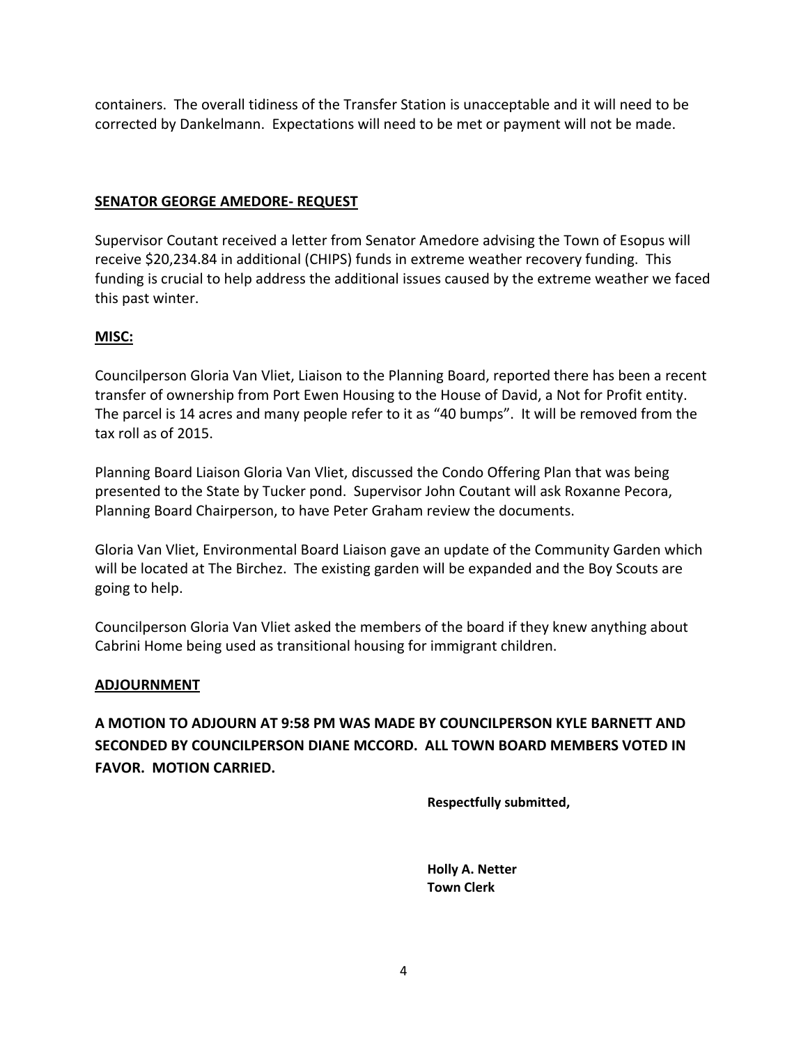containers. The overall tidiness of the Transfer Station is unacceptable and it will need to be corrected by Dankelmann. Expectations will need to be met or payment will not be made.

## SENATOR GEORGE AMEDORE- REQUEST

Supervisor Coutant received a letter from Senator Amedore advising the Town of Esopus will receive $20,234.84 in additional (CHIPS) funds in extreme weather recovery funding. This funding is crucial to help address the additional issues caused by the extreme weather we faced this past winter.

## MISC:

Councilperson Gloria Van Vliet, Liaison to the Planning Board, reported there has been a recent transfer of ownership from Port Ewen Housing to the House of David, a Not for Profit entity. The parcel is 14 acres and many people refer to it as "40 bumps". It will be removed from the tax roll as of 2015.

Planning Board Liaison Gloria Van Vliet, discussed the Condo Offering Plan that was being presented to the State by Tucker pond. Supervisor John Coutant will ask Roxanne Pecora, Planning Board Chairperson, to have Peter Graham review the documents.

Gloria Van Vliet, Environmental Board Liaison gave an update of the Community Garden which will be located at The Birchez. The existing garden will be expanded and the Boy Scouts are going to help.

Councilperson Gloria Van Vliet asked the members of the board if they knew anything about Cabrini Home being used as transitional housing for immigrant children.

## ADJOURNMENT

**A MOTION TO ADJOURN AT 9:58 PM WAS MADE BY COUNCILPERSON KYLE BARNETT AND SECONDED BY COUNCILPERSON DIANE MCCORD. ALL TOWN BOARD MEMBERS VOTED IN FAVOR. MOTION CARRIED.**

**Respectfully submitted,**

**Holly A. Netter**
**Town Clerk**